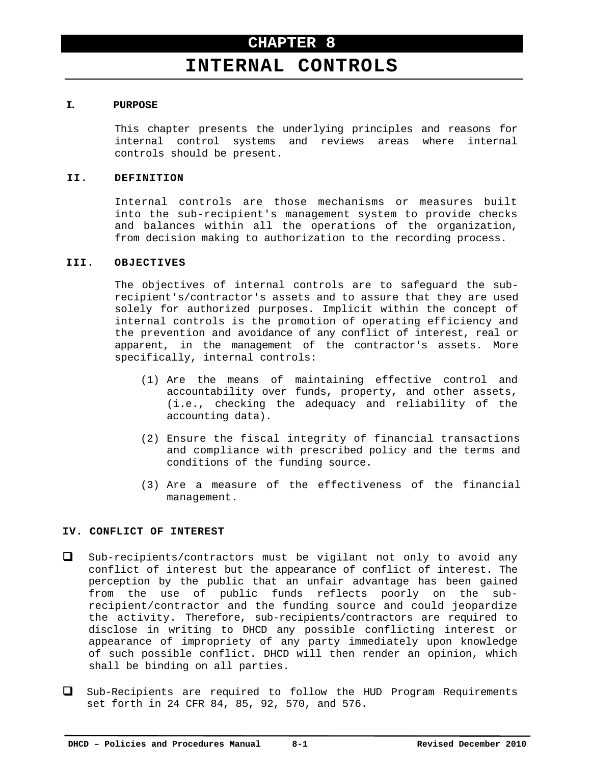# CHAPTER 8

# INTERNAL CONTROLS

## I. PURPOSE

This chapter presents the underlying principles and reasons for internal control systems and reviews areas where internal controls should be present.

## II. DEFINITION

Internal controls are those mechanisms or measures built into the sub-recipient's management system to provide checks and balances within all the operations of the organization, from decision making to authorization to the recording process.

## III. OBJECTIVES

The objectives of internal controls are to safeguard the sub-recipient's/contractor's assets and to assure that they are used solely for authorized purposes. Implicit within the concept of internal controls is the promotion of operating efficiency and the prevention and avoidance of any conflict of interest, real or apparent, in the management of the contractor's assets. More specifically, internal controls:

(1) Are the means of maintaining effective control and accountability over funds, property, and other assets, (i.e., checking the adequacy and reliability of the accounting data).

(2) Ensure the fiscal integrity of financial transactions and compliance with prescribed policy and the terms and conditions of the funding source.

(3) Are a measure of the effectiveness of the financial management.

## IV. CONFLICT OF INTEREST

- Sub-recipients/contractors must be vigilant not only to avoid any conflict of interest but the appearance of conflict of interest. The perception by the public that an unfair advantage has been gained from the use of public funds reflects poorly on the sub-recipient/contractor and the funding source and could jeopardize the activity. Therefore, sub-recipients/contractors are required to disclose in writing to DHCD any possible conflicting interest or appearance of impropriety of any party immediately upon knowledge of such possible conflict. DHCD will then render an opinion, which shall be binding on all parties.

- Sub-Recipients are required to follow the HUD Program Requirements set forth in 24 CFR 84, 85, 92, 570, and 576.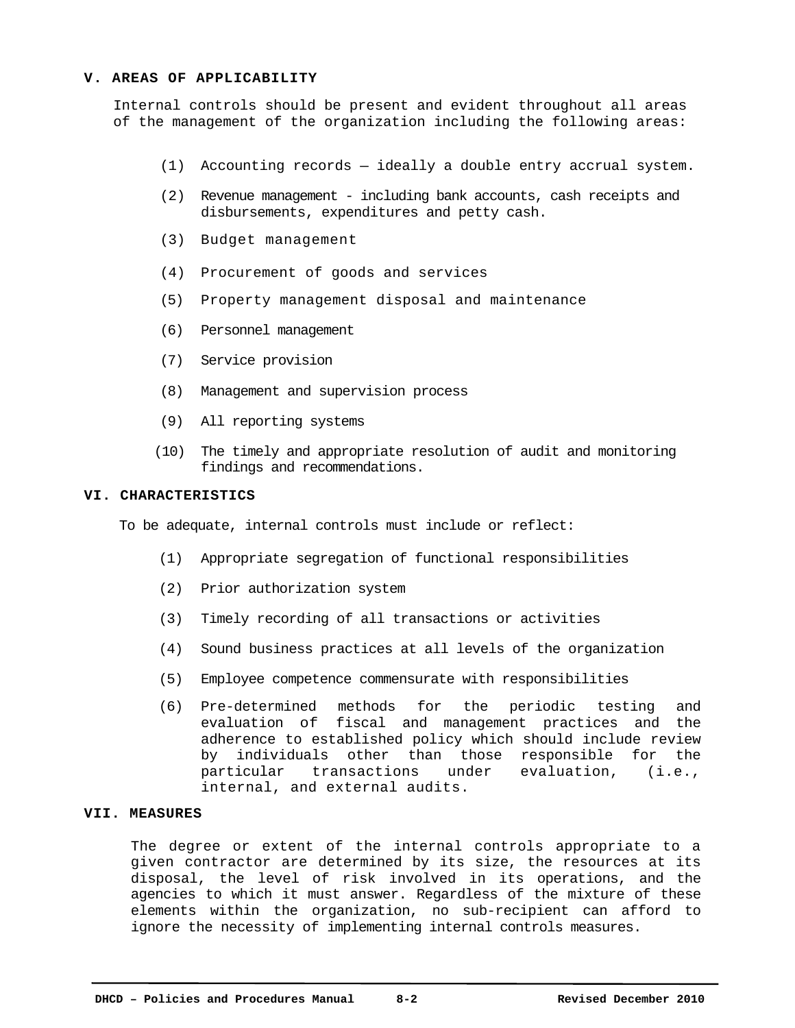## V. AREAS OF APPLICABILITY

Internal controls should be present and evident throughout all areas of the management of the organization including the following areas:

(1) Accounting records – ideally a double entry accrual system.

(2) Revenue management - including bank accounts, cash receipts and disbursements, expenditures and petty cash.

(3) Budget management

(4) Procurement of goods and services

(5) Property management disposal and maintenance

(6) Personnel management

(7) Service provision

(8) Management and supervision process

(9) All reporting systems

(10) The timely and appropriate resolution of audit and monitoring findings and recommendations.

## VI. CHARACTERISTICS

To be adequate, internal controls must include or reflect:

(1) Appropriate segregation of functional responsibilities

(2) Prior authorization system

(3) Timely recording of all transactions or activities

(4) Sound business practices at all levels of the organization

(5) Employee competence commensurate with responsibilities

(6) Pre-determined methods for the periodic testing and evaluation of fiscal and management practices and the adherence to established policy which should include review by individuals other than those responsible for the particular transactions under evaluation, (i.e., internal, and external audits.

## VII. MEASURES

The degree or extent of the internal controls appropriate to a given contractor are determined by its size, the resources at its disposal, the level of risk involved in its operations, and the agencies to which it must answer. Regardless of the mixture of these elements within the organization, no sub-recipient can afford to ignore the necessity of implementing internal controls measures.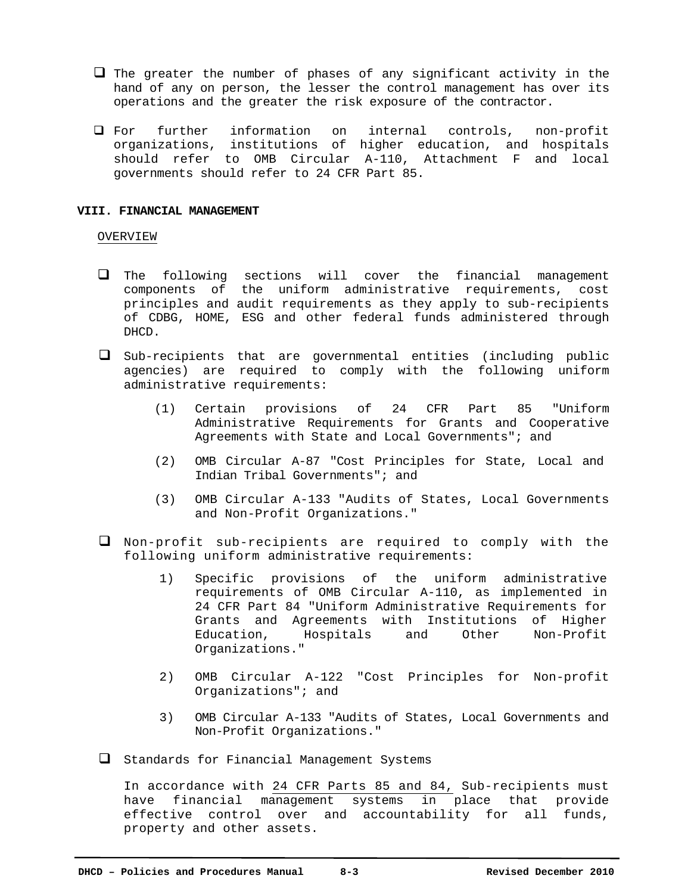- The greater the number of phases of any significant activity in the hand of any on person, the lesser the control management has over its operations and the greater the risk exposure of the contractor.

- For further information on internal controls, non-profit organizations, institutions of higher education, and hospitals should refer to OMB Circular A-110, Attachment F and local governments should refer to 24 CFR Part 85.

## VIII. FINANCIAL MANAGEMENT

OVERVIEW

- The following sections will cover the financial management components of the uniform administrative requirements, cost principles and audit requirements as they apply to sub-recipients of CDBG, HOME, ESG and other federal funds administered through DHCD.

- Sub-recipients that are governmental entities (including public agencies) are required to comply with the following uniform administrative requirements:

  (1) Certain provisions of 24 CFR Part 85 "Uniform Administrative Requirements for Grants and Cooperative Agreements with State and Local Governments"; and

  (2) OMB Circular A-87 "Cost Principles for State, Local and Indian Tribal Governments"; and

  (3) OMB Circular A-133 "Audits of States, Local Governments and Non-Profit Organizations."

- Non-profit sub-recipients are required to comply with the following uniform administrative requirements:

  1) Specific provisions of the uniform administrative requirements of OMB Circular A-110, as implemented in 24 CFR Part 84 "Uniform Administrative Requirements for Grants and Agreements with Institutions of Higher Education, Hospitals and Other Non-Profit Organizations."

  2) OMB Circular A-122 "Cost Principles for Non-profit Organizations"; and

  3) OMB Circular A-133 "Audits of States, Local Governments and Non-Profit Organizations."

- Standards for Financial Management Systems

  In accordance with 24 CFR Parts 85 and 84, Sub-recipients must have financial management systems in place that provide effective control over and accountability for all funds, property and other assets.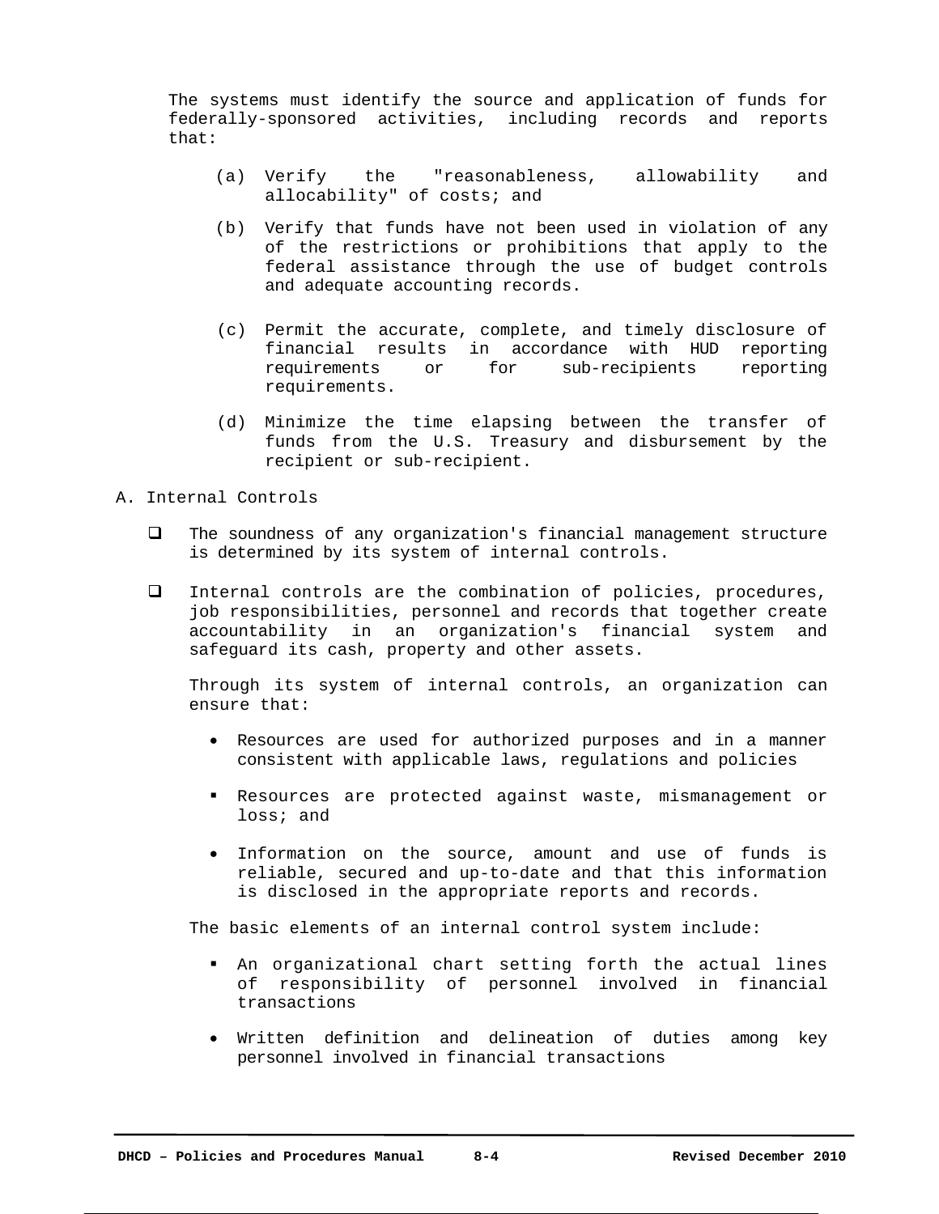The systems must identify the source and application of funds for federally-sponsored activities, including records and reports that:

(a) Verify the "reasonableness, allowability and allocability" of costs; and

(b) Verify that funds have not been used in violation of any of the restrictions or prohibitions that apply to the federal assistance through the use of budget controls and adequate accounting records.

(c) Permit the accurate, complete, and timely disclosure of financial results in accordance with HUD reporting requirements or for sub-recipients reporting requirements.

(d) Minimize the time elapsing between the transfer of funds from the U.S. Treasury and disbursement by the recipient or sub-recipient.

A. Internal Controls

- The soundness of any organization's financial management structure is determined by its system of internal controls.

- Internal controls are the combination of policies, procedures, job responsibilities, personnel and records that together create accountability in an organization's financial system and safeguard its cash, property and other assets.

  Through its system of internal controls, an organization can ensure that:

  - Resources are used for authorized purposes and in a manner consistent with applicable laws, regulations and policies
  - Resources are protected against waste, mismanagement or loss; and
  - Information on the source, amount and use of funds is reliable, secured and up-to-date and that this information is disclosed in the appropriate reports and records.

  The basic elements of an internal control system include:

  - An organizational chart setting forth the actual lines of responsibility of personnel involved in financial transactions
  - Written definition and delineation of duties among key personnel involved in financial transactions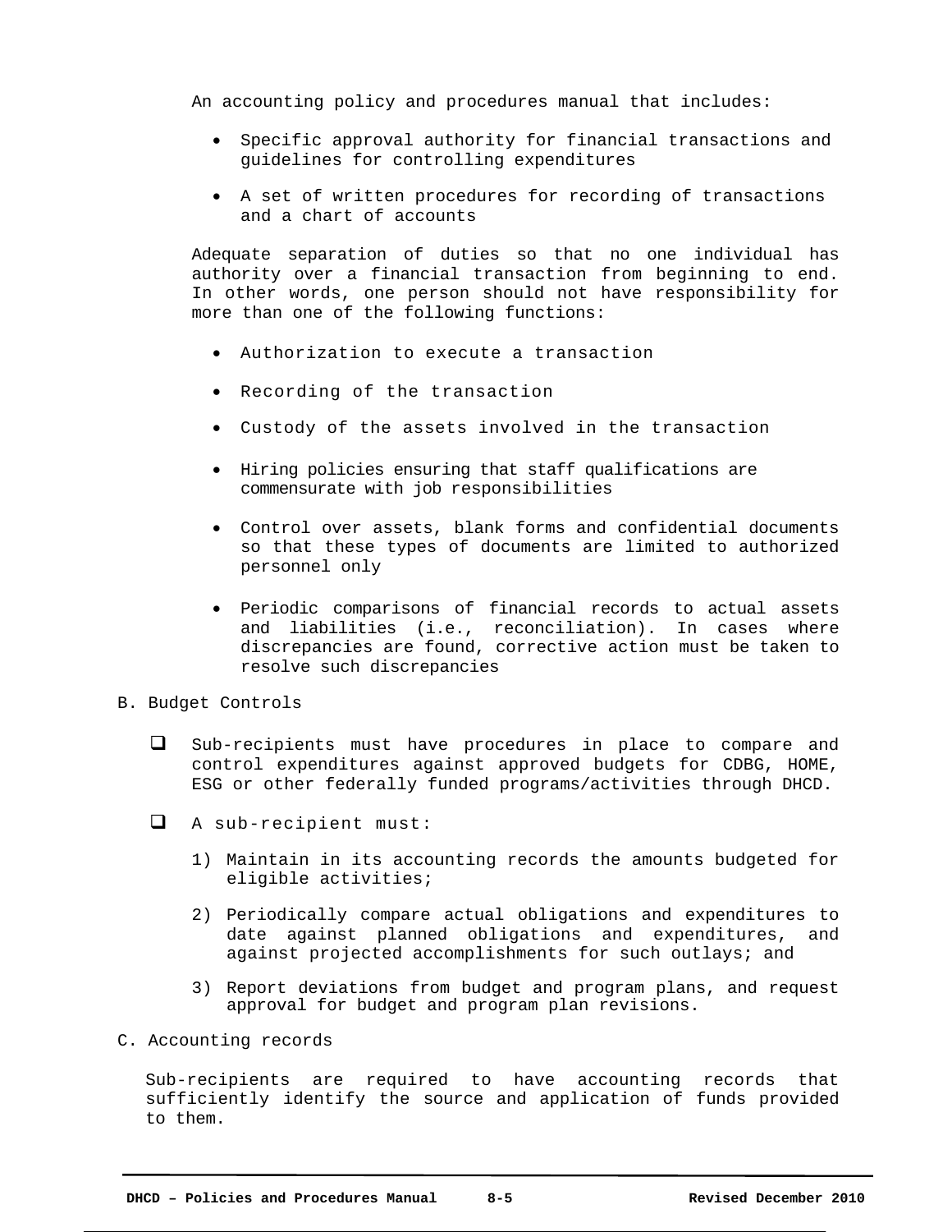An accounting policy and procedures manual that includes:

- Specific approval authority for financial transactions and guidelines for controlling expenditures
- A set of written procedures for recording of transactions and a chart of accounts

Adequate separation of duties so that no one individual has authority over a financial transaction from beginning to end. In other words, one person should not have responsibility for more than one of the following functions:

- Authorization to execute a transaction
- Recording of the transaction
- Custody of the assets involved in the transaction
- Hiring policies ensuring that staff qualifications are commensurate with job responsibilities
- Control over assets, blank forms and confidential documents so that these types of documents are limited to authorized personnel only
- Periodic comparisons of financial records to actual assets and liabilities (i.e., reconciliation). In cases where discrepancies are found, corrective action must be taken to resolve such discrepancies

B. Budget Controls

- ❑ Sub-recipients must have procedures in place to compare and control expenditures against approved budgets for CDBG, HOME, ESG or other federally funded programs/activities through DHCD.
- ❑ A sub-recipient must:
  1) Maintain in its accounting records the amounts budgeted for eligible activities;
  2) Periodically compare actual obligations and expenditures to date against planned obligations and expenditures, and against projected accomplishments for such outlays; and
  3) Report deviations from budget and program plans, and request approval for budget and program plan revisions.

C. Accounting records

Sub-recipients are required to have accounting records that sufficiently identify the source and application of funds provided to them.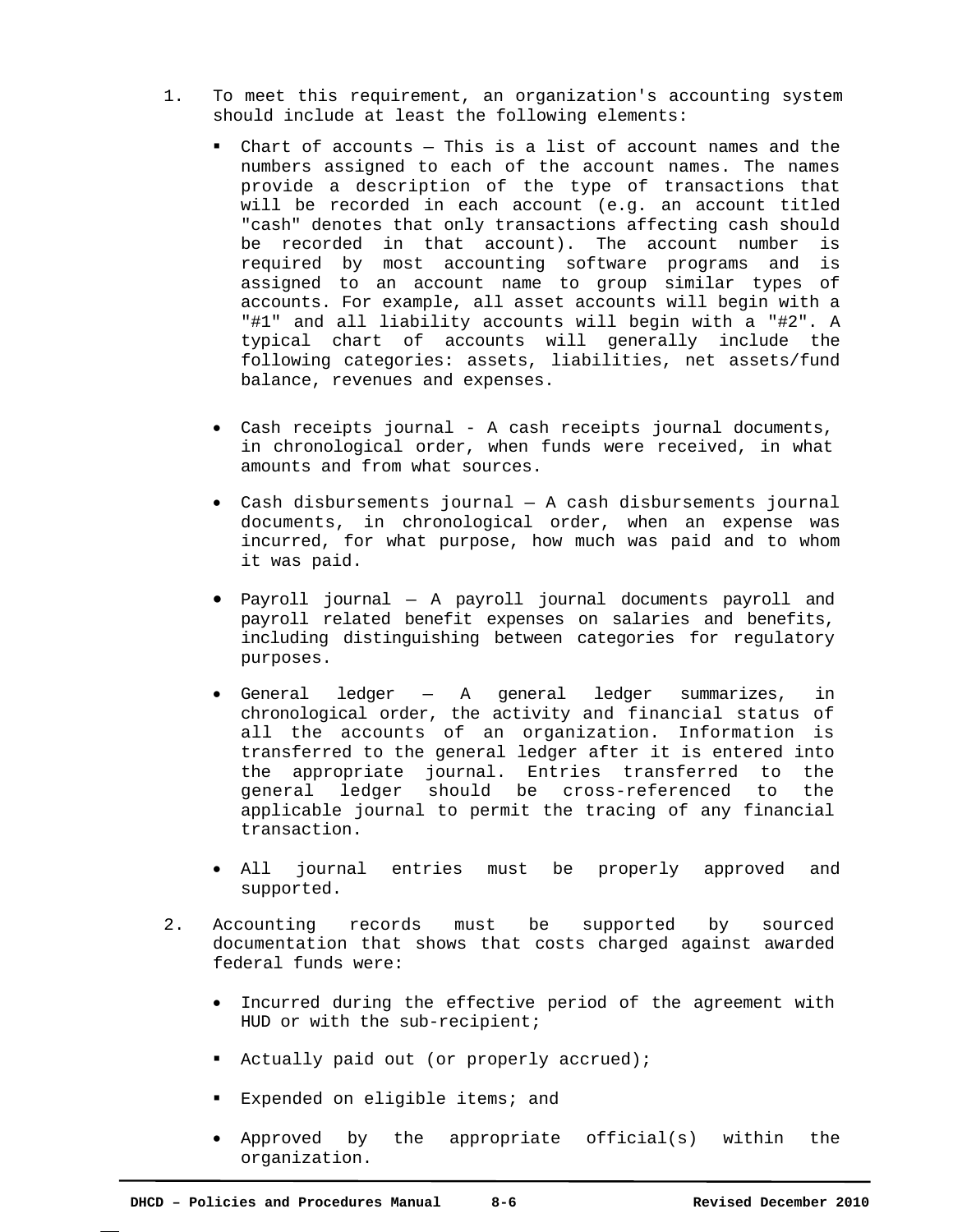1. To meet this requirement, an organization's accounting system should include at least the following elements:

   - Chart of accounts – This is a list of account names and the numbers assigned to each of the account names. The names provide a description of the type of transactions that will be recorded in each account (e.g. an account titled "cash" denotes that only transactions affecting cash should be recorded in that account). The account number is required by most accounting software programs and is assigned to an account name to group similar types of accounts. For example, all asset accounts will begin with a "#1" and all liability accounts will begin with a "#2". A typical chart of accounts will generally include the following categories: assets, liabilities, net assets/fund balance, revenues and expenses.

   - Cash receipts journal - A cash receipts journal documents, in chronological order, when funds were received, in what amounts and from what sources.

   - Cash disbursements journal – A cash disbursements journal documents, in chronological order, when an expense was incurred, for what purpose, how much was paid and to whom it was paid.

   - Payroll journal – A payroll journal documents payroll and payroll related benefit expenses on salaries and benefits, including distinguishing between categories for regulatory purposes.

   - General ledger – A general ledger summarizes, in chronological order, the activity and financial status of all the accounts of an organization. Information is transferred to the general ledger after it is entered into the appropriate journal. Entries transferred to the general ledger should be cross-referenced to the applicable journal to permit the tracing of any financial transaction.

   - All journal entries must be properly approved and supported.

2. Accounting records must be supported by sourced documentation that shows that costs charged against awarded federal funds were:

   - Incurred during the effective period of the agreement with HUD or with the sub-recipient;

   - Actually paid out (or properly accrued);

   - Expended on eligible items; and

   - Approved by the appropriate official(s) within the organization.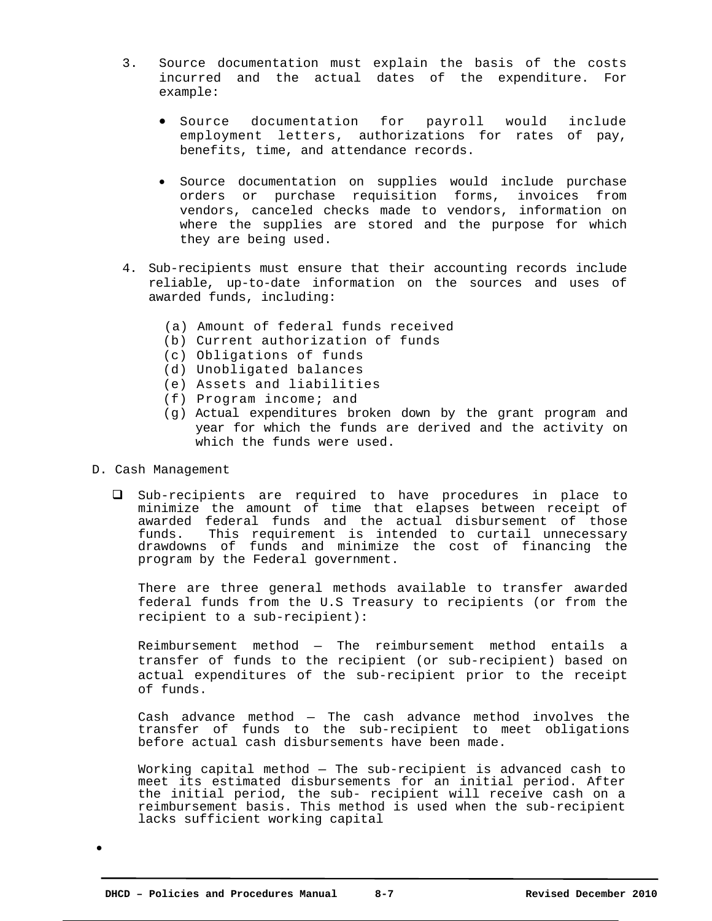3. Source documentation must explain the basis of the costs incurred and the actual dates of the expenditure. For example:

   - Source documentation for payroll would include employment letters, authorizations for rates of pay, benefits, time, and attendance records.

   - Source documentation on supplies would include purchase orders or purchase requisition forms, invoices from vendors, canceled checks made to vendors, information on where the supplies are stored and the purpose for which they are being used.

4. Sub-recipients must ensure that their accounting records include reliable, up-to-date information on the sources and uses of awarded funds, including:

   (a) Amount of federal funds received
   (b) Current authorization of funds
   (c) Obligations of funds
   (d) Unobligated balances
   (e) Assets and liabilities
   (f) Program income; and
   (g) Actual expenditures broken down by the grant program and year for which the funds are derived and the activity on which the funds were used.

D. Cash Management

- ☐ Sub-recipients are required to have procedures in place to minimize the amount of time that elapses between receipt of awarded federal funds and the actual disbursement of those funds. This requirement is intended to curtail unnecessary drawdowns of funds and minimize the cost of financing the program by the Federal government.

  There are three general methods available to transfer awarded federal funds from the U.S Treasury to recipients (or from the recipient to a sub-recipient):

  Reimbursement method – The reimbursement method entails a transfer of funds to the recipient (or sub-recipient) based on actual expenditures of the sub-recipient prior to the receipt of funds.

  Cash advance method – The cash advance method involves the transfer of funds to the sub-recipient to meet obligations before actual cash disbursements have been made.

  Working capital method – The sub-recipient is advanced cash to meet its estimated disbursements for an initial period. After the initial period, the sub- recipient will receive cash on a reimbursement basis. This method is used when the sub-recipient lacks sufficient working capital

-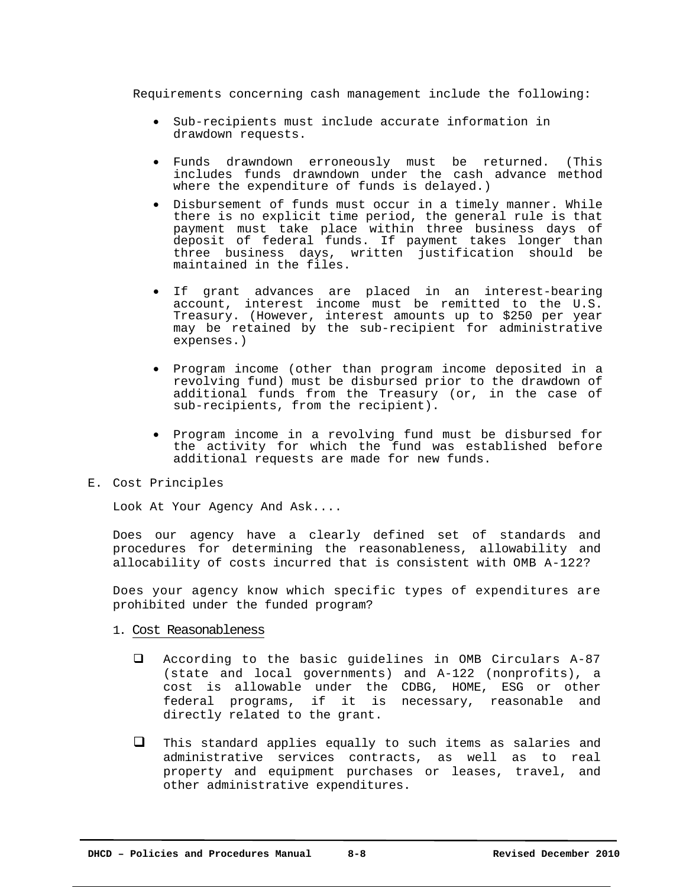Requirements concerning cash management include the following:

- Sub-recipients must include accurate information in drawdown requests.
- Funds drawndown erroneously must be returned. (This includes funds drawndown under the cash advance method where the expenditure of funds is delayed.)
- Disbursement of funds must occur in a timely manner. While there is no explicit time period, the general rule is that payment must take place within three business days of deposit of federal funds. If payment takes longer than three business days, written justification should be maintained in the files.
- If grant advances are placed in an interest-bearing account, interest income must be remitted to the U.S. Treasury. (However, interest amounts up to $250 per year may be retained by the sub-recipient for administrative expenses.)
- Program income (other than program income deposited in a revolving fund) must be disbursed prior to the drawdown of additional funds from the Treasury (or, in the case of sub-recipients, from the recipient).
- Program income in a revolving fund must be disbursed for the activity for which the fund was established before additional requests are made for new funds.

## E. Cost Principles

Look At Your Agency And Ask....

Does our agency have a clearly defined set of standards and procedures for determining the reasonableness, allowability and allocability of costs incurred that is consistent with OMB A-122?

Does your agency know which specific types of expenditures are prohibited under the funded program?

### 1. Cost Reasonableness

- According to the basic guidelines in OMB Circulars A-87 (state and local governments) and A-122 (nonprofits), a cost is allowable under the CDBG, HOME, ESG or other federal programs, if it is necessary, reasonable and directly related to the grant.
- This standard applies equally to such items as salaries and administrative services contracts, as well as to real property and equipment purchases or leases, travel, and other administrative expenditures.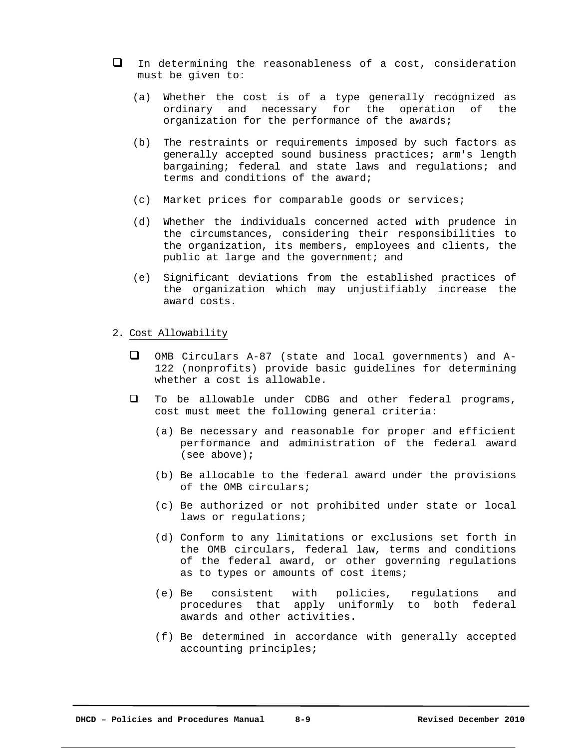- In determining the reasonableness of a cost, consideration must be given to:

  (a) Whether the cost is of a type generally recognized as ordinary and necessary for the operation of the organization for the performance of the awards;

  (b) The restraints or requirements imposed by such factors as generally accepted sound business practices; arm's length bargaining; federal and state laws and regulations; and terms and conditions of the award;

  (c) Market prices for comparable goods or services;

  (d) Whether the individuals concerned acted with prudence in the circumstances, considering their responsibilities to the organization, its members, employees and clients, the public at large and the government; and

  (e) Significant deviations from the established practices of the organization which may unjustifiably increase the award costs.

2. Cost Allowability

   - OMB Circulars A-87 (state and local governments) and A-122 (nonprofits) provide basic guidelines for determining whether a cost is allowable.

   - To be allowable under CDBG and other federal programs, cost must meet the following general criteria:

     (a) Be necessary and reasonable for proper and efficient performance and administration of the federal award (see above);

     (b) Be allocable to the federal award under the provisions of the OMB circulars;

     (c) Be authorized or not prohibited under state or local laws or regulations;

     (d) Conform to any limitations or exclusions set forth in the OMB circulars, federal law, terms and conditions of the federal award, or other governing regulations as to types or amounts of cost items;

     (e) Be consistent with policies, regulations and procedures that apply uniformly to both federal awards and other activities.

     (f) Be determined in accordance with generally accepted accounting principles;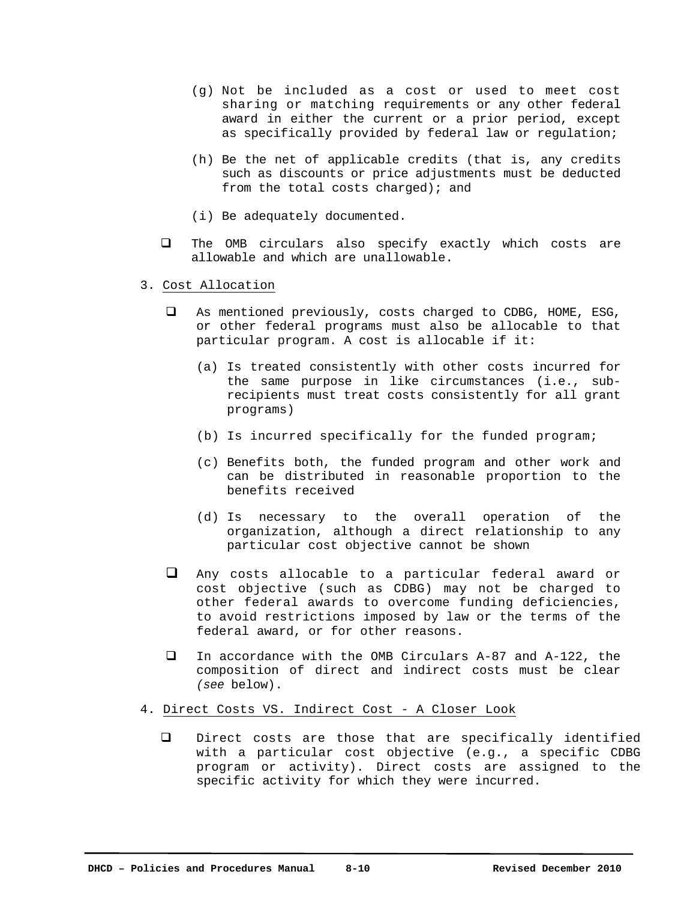(g) Not be included as a cost or used to meet cost sharing or matching requirements or any other federal award in either the current or a prior period, except as specifically provided by federal law or regulation;

(h) Be the net of applicable credits (that is, any credits such as discounts or price adjustments must be deducted from the total costs charged); and

(i) Be adequately documented.

- The OMB circulars also specify exactly which costs are allowable and which are unallowable.

3. Cost Allocation

- As mentioned previously, costs charged to CDBG, HOME, ESG, or other federal programs must also be allocable to that particular program. A cost is allocable if it:

  (a) Is treated consistently with other costs incurred for the same purpose in like circumstances (i.e., sub-recipients must treat costs consistently for all grant programs)

  (b) Is incurred specifically for the funded program;

  (c) Benefits both, the funded program and other work and can be distributed in reasonable proportion to the benefits received

  (d) Is necessary to the overall operation of the organization, although a direct relationship to any particular cost objective cannot be shown

- Any costs allocable to a particular federal award or cost objective (such as CDBG) may not be charged to other federal awards to overcome funding deficiencies, to avoid restrictions imposed by law or the terms of the federal award, or for other reasons.

- In accordance with the OMB Circulars A-87 and A-122, the composition of direct and indirect costs must be clear (*see* below).

4. Direct Costs VS. Indirect Cost - A Closer Look

- Direct costs are those that are specifically identified with a particular cost objective (e.g., a specific CDBG program or activity). Direct costs are assigned to the specific activity for which they were incurred.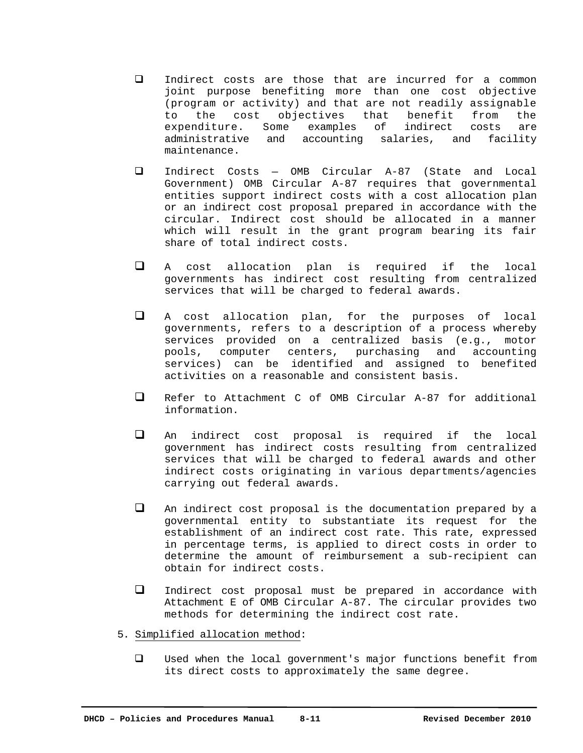- Indirect costs are those that are incurred for a common joint purpose benefiting more than one cost objective (program or activity) and that are not readily assignable to the cost objectives that benefit from the expenditure. Some examples of indirect costs are administrative and accounting salaries, and facility maintenance.

- Indirect Costs — OMB Circular A-87 (State and Local Government) OMB Circular A-87 requires that governmental entities support indirect costs with a cost allocation plan or an indirect cost proposal prepared in accordance with the circular. Indirect cost should be allocated in a manner which will result in the grant program bearing its fair share of total indirect costs.

- A cost allocation plan is required if the local governments has indirect cost resulting from centralized services that will be charged to federal awards.

- A cost allocation plan, for the purposes of local governments, refers to a description of a process whereby services provided on a centralized basis (e.g., motor pools, computer centers, purchasing and accounting services) can be identified and assigned to benefited activities on a reasonable and consistent basis.

- Refer to Attachment C of OMB Circular A-87 for additional information.

- An indirect cost proposal is required if the local government has indirect costs resulting from centralized services that will be charged to federal awards and other indirect costs originating in various departments/agencies carrying out federal awards.

- An indirect cost proposal is the documentation prepared by a governmental entity to substantiate its request for the establishment of an indirect cost rate. This rate, expressed in percentage terms, is applied to direct costs in order to determine the amount of reimbursement a sub-recipient can obtain for indirect costs.

- Indirect cost proposal must be prepared in accordance with Attachment E of OMB Circular A-87. The circular provides two methods for determining the indirect cost rate.

5. Simplified allocation method:

   - Used when the local government's major functions benefit from its direct costs to approximately the same degree.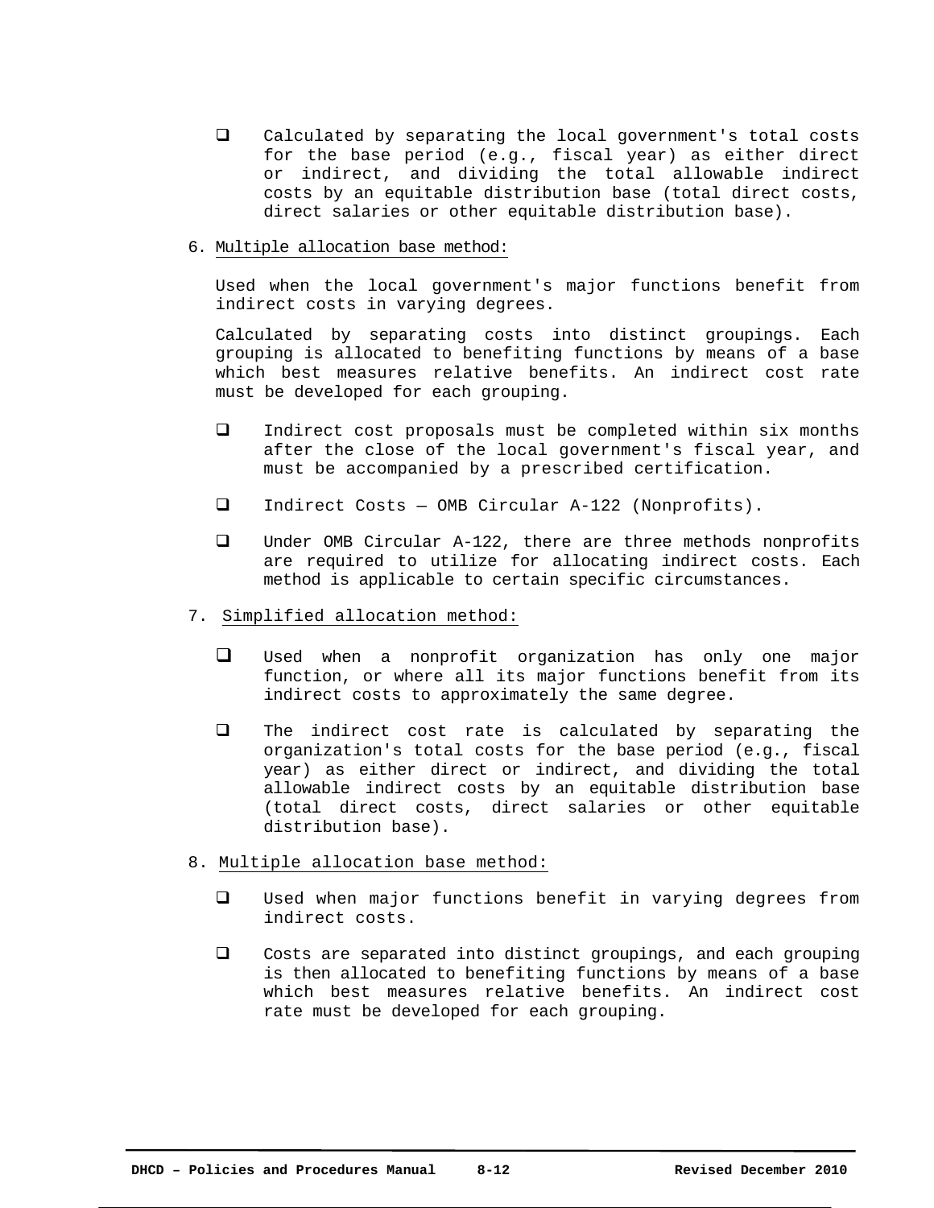- Calculated by separating the local government's total costs for the base period (e.g., fiscal year) as either direct or indirect, and dividing the total allowable indirect costs by an equitable distribution base (total direct costs, direct salaries or other equitable distribution base).

6. <u>Multiple allocation base method:</u>

   Used when the local government's major functions benefit from indirect costs in varying degrees.

   Calculated by separating costs into distinct groupings. Each grouping is allocated to benefiting functions by means of a base which best measures relative benefits. An indirect cost rate must be developed for each grouping.

   - Indirect cost proposals must be completed within six months after the close of the local government's fiscal year, and must be accompanied by a prescribed certification.
   - Indirect Costs — OMB Circular A-122 (Nonprofits).
   - Under OMB Circular A-122, there are three methods nonprofits are required to utilize for allocating indirect costs. Each method is applicable to certain specific circumstances.

7. <u>Simplified allocation method:</u>

   - Used when a nonprofit organization has only one major function, or where all its major functions benefit from its indirect costs to approximately the same degree.
   - The indirect cost rate is calculated by separating the organization's total costs for the base period (e.g., fiscal year) as either direct or indirect, and dividing the total allowable indirect costs by an equitable distribution base (total direct costs, direct salaries or other equitable distribution base).

8. <u>Multiple allocation base method:</u>

   - Used when major functions benefit in varying degrees from indirect costs.
   - Costs are separated into distinct groupings, and each grouping is then allocated to benefiting functions by means of a base which best measures relative benefits. An indirect cost rate must be developed for each grouping.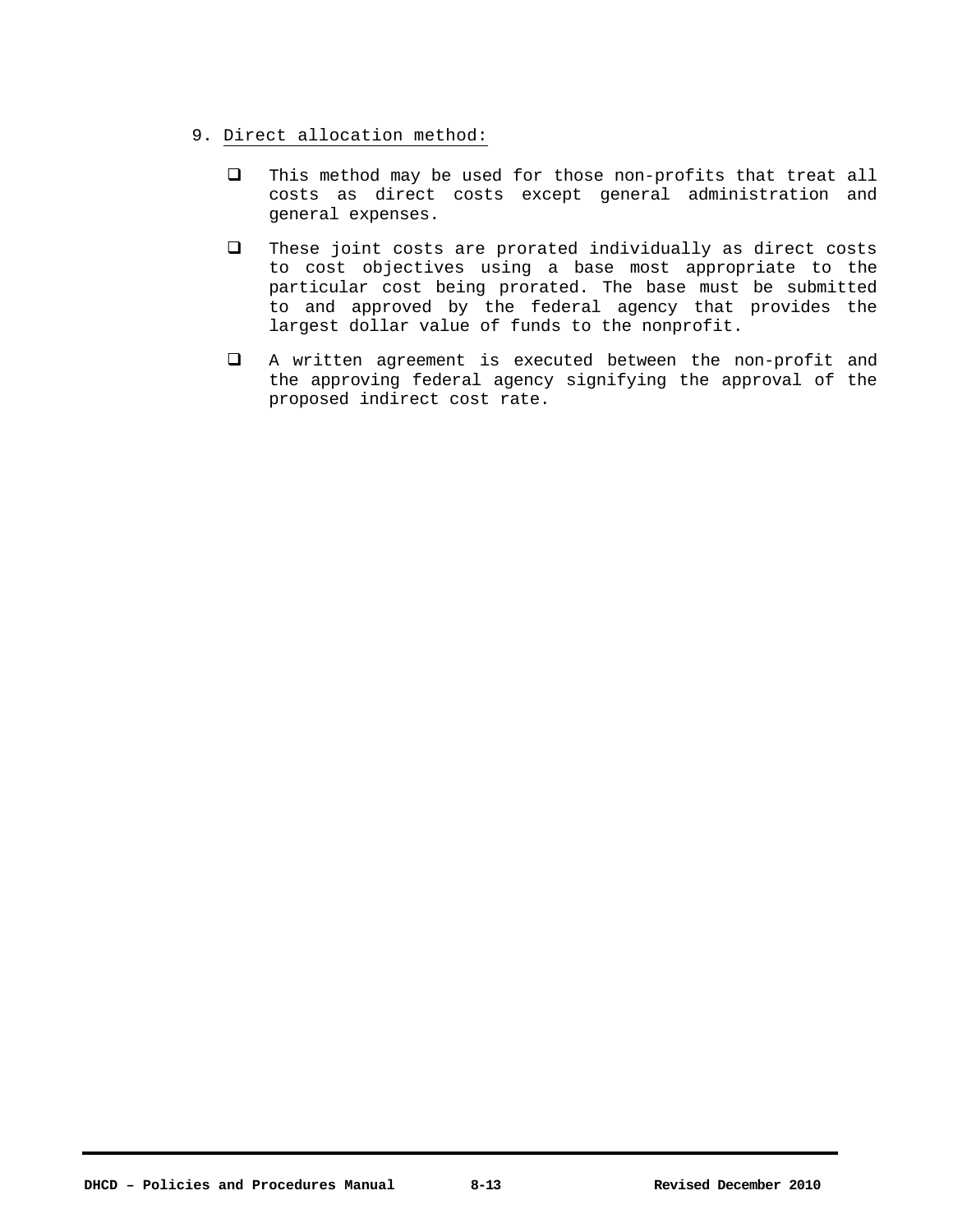9. <u>Direct allocation method:</u>

   - This method may be used for those non-profits that treat all costs as direct costs except general administration and general expenses.
   - These joint costs are prorated individually as direct costs to cost objectives using a base most appropriate to the particular cost being prorated. The base must be submitted to and approved by the federal agency that provides the largest dollar value of funds to the nonprofit.
   - A written agreement is executed between the non-profit and the approving federal agency signifying the approval of the proposed indirect cost rate.